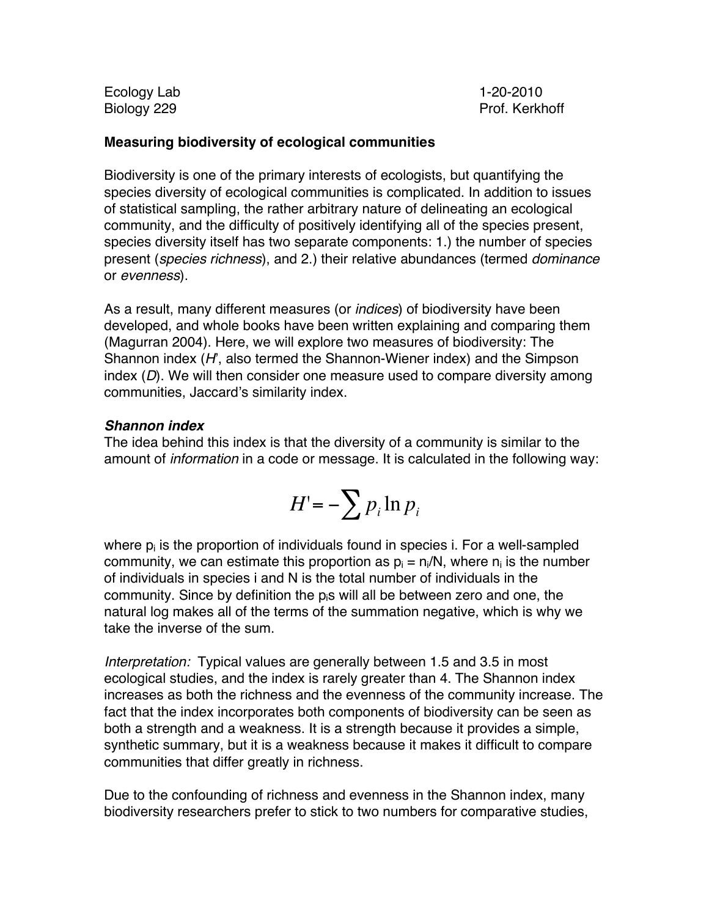Ecology Lab  
Biology 229

1-20-2010  
Prof. Kerkhoff

## Measuring biodiversity of ecological communities

Biodiversity is one of the primary interests of ecologists, but quantifying the species diversity of ecological communities is complicated. In addition to issues of statistical sampling, the rather arbitrary nature of delineating an ecological community, and the difficulty of positively identifying all of the species present, species diversity itself has two separate components: 1.) the number of species present (*species richness*), and 2.) their relative abundances (termed *dominance* or *evenness*).

As a result, many different measures (or *indices*) of biodiversity have been developed, and whole books have been written explaining and comparing them (Magurran 2004). Here, we will explore two measures of biodiversity: The Shannon index (*H'*, also termed the Shannon-Wiener index) and the Simpson index (*D*). We will then consider one measure used to compare diversity among communities, Jaccard's similarity index.

### *Shannon index*

The idea behind this index is that the diversity of a community is similar to the amount of *information* in a code or message. It is calculated in the following way:

$$H' = -\sum p_i \ln p_i$$

where $p_i$ is the proportion of individuals found in species i. For a well-sampled community, we can estimate this proportion as $p_i = n_i/N$, where $n_i$ is the number of individuals in species i and N is the total number of individuals in the community. Since by definition the $p_i$s will all be between zero and one, the natural log makes all of the terms of the summation negative, which is why we take the inverse of the sum.

*Interpretation:* Typical values are generally between 1.5 and 3.5 in most ecological studies, and the index is rarely greater than 4. The Shannon index increases as both the richness and the evenness of the community increase. The fact that the index incorporates both components of biodiversity can be seen as both a strength and a weakness. It is a strength because it provides a simple, synthetic summary, but it is a weakness because it makes it difficult to compare communities that differ greatly in richness.

Due to the confounding of richness and evenness in the Shannon index, many biodiversity researchers prefer to stick to two numbers for comparative studies,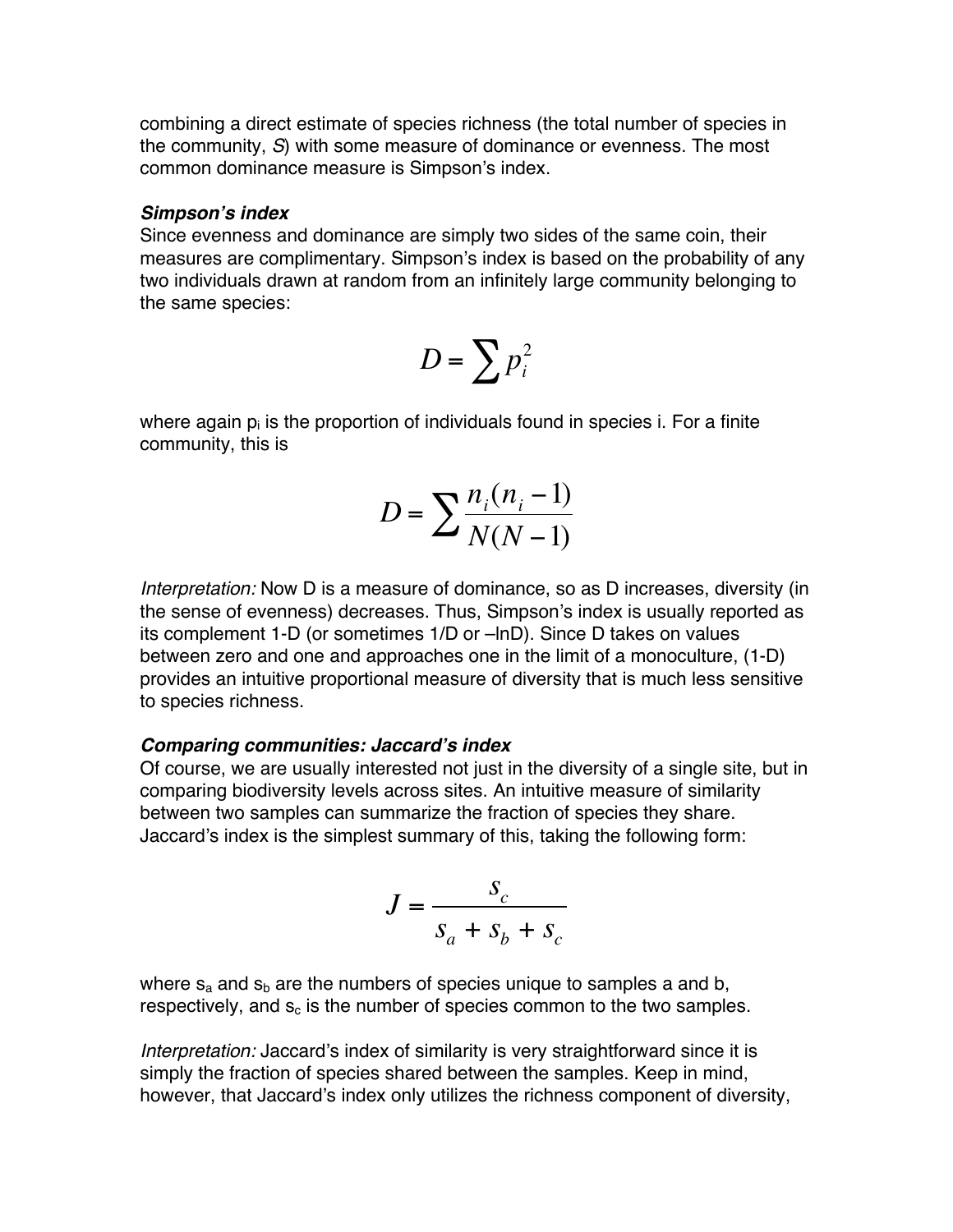combining a direct estimate of species richness (the total number of species in the community, *S*) with some measure of dominance or evenness. The most common dominance measure is Simpson's index.

***Simpson's index***

Since evenness and dominance are simply two sides of the same coin, their measures are complimentary. Simpson's index is based on the probability of any two individuals drawn at random from an infinitely large community belonging to the same species:

$$D = \sum p_i^2$$

where again $p_i$ is the proportion of individuals found in species i. For a finite community, this is

$$D = \sum \frac{n_i(n_i - 1)}{N(N - 1)}$$

*Interpretation:* Now D is a measure of dominance, so as D increases, diversity (in the sense of evenness) decreases. Thus, Simpson's index is usually reported as its complement 1-D (or sometimes 1/D or –lnD). Since D takes on values between zero and one and approaches one in the limit of a monoculture, (1-D) provides an intuitive proportional measure of diversity that is much less sensitive to species richness.

***Comparing communities: Jaccard's index***

Of course, we are usually interested not just in the diversity of a single site, but in comparing biodiversity levels across sites. An intuitive measure of similarity between two samples can summarize the fraction of species they share. Jaccard's index is the simplest summary of this, taking the following form:

$$J = \frac{s_c}{s_a + s_b + s_c}$$

where $s_a$ and $s_b$ are the numbers of species unique to samples a and b, respectively, and $s_c$ is the number of species common to the two samples.

*Interpretation:* Jaccard's index of similarity is very straightforward since it is simply the fraction of species shared between the samples. Keep in mind, however, that Jaccard's index only utilizes the richness component of diversity,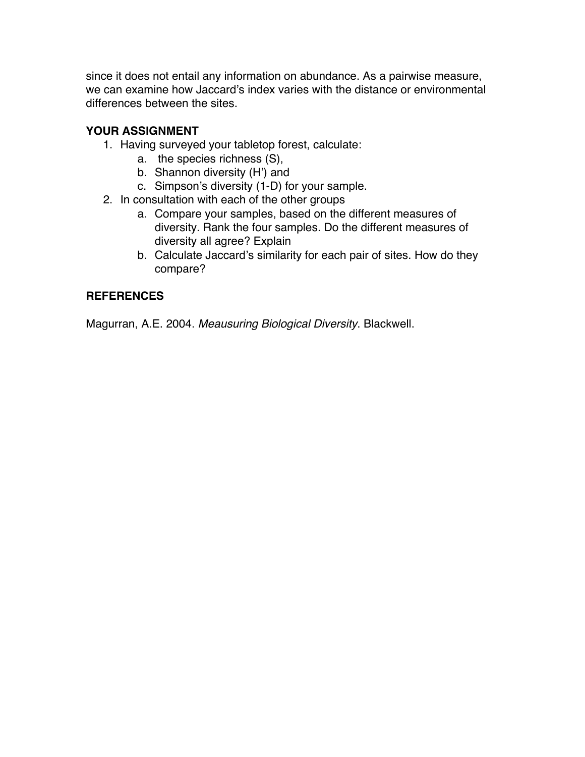since it does not entail any information on abundance. As a pairwise measure, we can examine how Jaccard's index varies with the distance or environmental differences between the sites.

## YOUR ASSIGNMENT

1. Having surveyed your tabletop forest, calculate:
    a. the species richness (S),
    b. Shannon diversity (H') and
    c. Simpson's diversity (1-D) for your sample.
2. In consultation with each of the other groups
    a. Compare your samples, based on the different measures of diversity. Rank the four samples. Do the different measures of diversity all agree? Explain
    b. Calculate Jaccard's similarity for each pair of sites. How do they compare?

## REFERENCES

Magurran, A.E. 2004. *Meausuring Biological Diversity*. Blackwell.